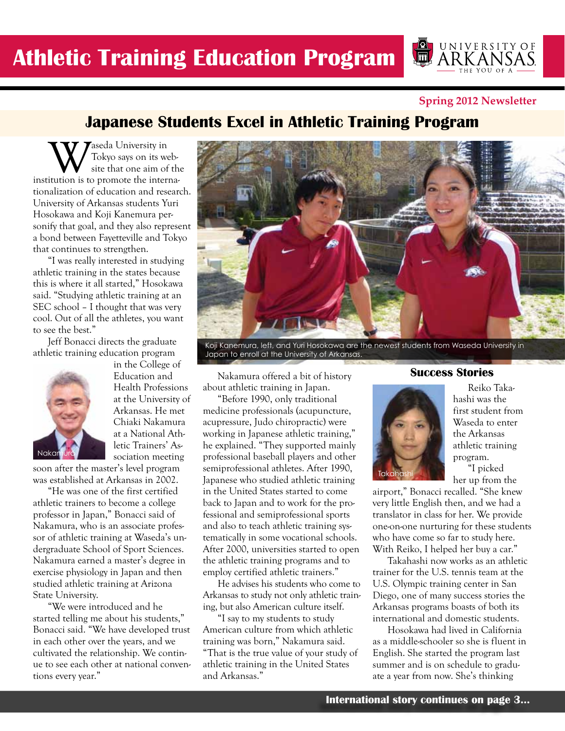# Athletic Training Education Program

UNIVERSITY OF ARKANSAS
THE YOU OF A

**Spring 2012 Newsletter**

## Japanese Students Excel in Athletic Training Program

Waseda University in Tokyo says on its website that one aim of the institution is to promote the internationalization of education and research. University of Arkansas students Yuri Hosokawa and Koji Kanemura personify that goal, and they also represent a bond between Fayetteville and Tokyo that continues to strengthen.

"I was really interested in studying athletic training in the states because this is where it all started," Hosokawa said. "Studying athletic training at an SEC school – I thought that was very cool. Out of all the athletes, you want to see the best."

Jeff Bonacci directs the graduate athletic training education program in the College of Education and Health Professions at the University of Arkansas. He met Chiaki Nakamura at a National Athletic Trainers' Association meeting soon after the master's level program was established at Arkansas in 2002.

Nakamura

"He was one of the first certified athletic trainers to become a college professor in Japan," Bonacci said of Nakamura, who is an associate professor of athletic training at Waseda's undergraduate School of Sport Sciences. Nakamura earned a master's degree in exercise physiology in Japan and then studied athletic training at Arizona State University.

"We were introduced and he started telling me about his students," Bonacci said. "We have developed trust in each other over the years, and we cultivated the relationship. We continue to see each other at national conventions every year."

Koji Kanemura, left, and Yuri Hosokawa are the newest students from Waseda University in Japan to enroll at the University of Arkansas.

Nakamura offered a bit of history about athletic training in Japan.

"Before 1990, only traditional medicine professionals (acupuncture, acupressure, Judo chiropractic) were working in Japanese athletic training," he explained. "They supported mainly professional baseball players and other semiprofessional athletes. After 1990, Japanese who studied athletic training in the United States started to come back to Japan and to work for the professional and semiprofessional sports and also to teach athletic training systematically in some vocational schools. After 2000, universities started to open the athletic training programs and to employ certified athletic trainers."

He advises his students who come to Arkansas to study not only athletic training, but also American culture itself.

"I say to my students to study American culture from which athletic training was born," Nakamura said. "That is the true value of your study of athletic training in the United States and Arkansas."

### Success Stories

Takahashi

Reiko Takahashi was the first student from Waseda to enter the Arkansas athletic training program.

"I picked her up from the airport," Bonacci recalled. "She knew very little English then, and we had a translator in class for her. We provide one-on-one nurturing for these students who have come so far to study here. With Reiko, I helped her buy a car."

Takahashi now works as an athletic trainer for the U.S. tennis team at the U.S. Olympic training center in San Diego, one of many success stories the Arkansas programs boasts of both its international and domestic students.

Hosokawa had lived in California as a middle-schooler so she is fluent in English. She started the program last summer and is on schedule to graduate a year from now. She's thinking

**International story continues on page 3...**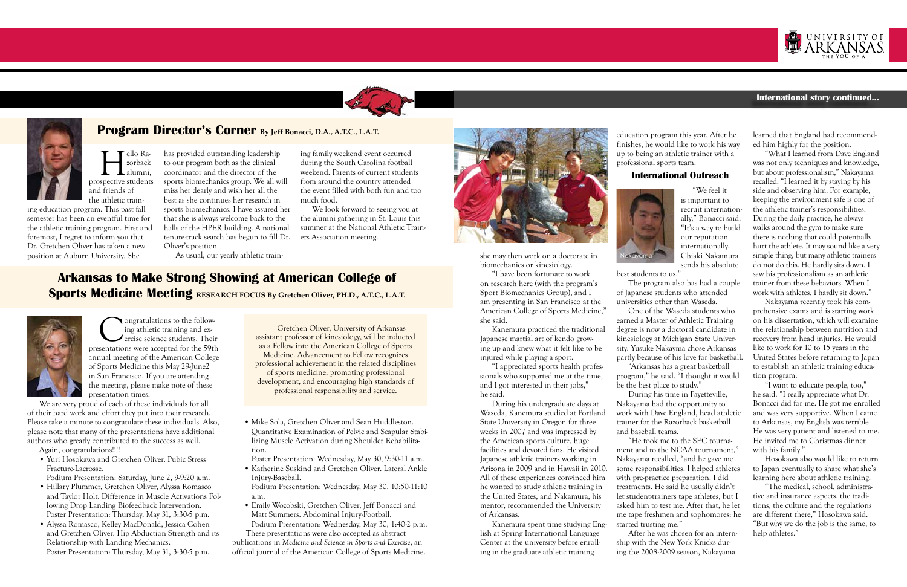## Program Director's Corner By Jeff Bonacci, D.A., A.T.C., L.A.T.

Hello Razorback alumni, prospective students and friends of the athletic training education program. This past fall semester has been an eventful time for the athletic training program. First and foremost, I regret to inform you that Dr. Gretchen Oliver has taken a new position at Auburn University. She has provided outstanding leadership to our program both as the clinical coordinator and the director of the sports biomechanics group. We all will miss her dearly and wish her all the best as she continues her research in sports biomechanics. I have assured her that she is always welcome back to the halls of the HPER building. A national tenure-track search has begun to fill Dr. Oliver's position.

As usual, our yearly athletic training family weekend event occurred during the South Carolina football weekend. Parents of current students from around the country attended the event filled with both fun and too much food.

We look forward to seeing you at the alumni gathering in St. Louis this summer at the National Athletic Trainers Association meeting.

## Arkansas to Make Strong Showing at American College of Sports Medicine Meeting RESEARCH FOCUS By Gretchen Oliver, PH.D., A.T.C., L.A.T.

Congratulations to the following athletic training and exercise science students. Their presentations were accepted for the 59th annual meeting of the American College of Sports Medicine this May 29-June2 in San Francisco. If you are attending the meeting, please make note of these presentation times.

We are very proud of each of these individuals for all of their hard work and effort they put into their research. Please take a minute to congratulate these individuals. Also, please note that many of the presentations have additional authors who greatly contributed to the success as well.

Again, congratulations!!!!

- Yuri Hosokawa and Gretchen Oliver. Pubic Stress Fracture-Lacrosse.
  Podium Presentation: Saturday, June 2, 9-9:20 a.m.
- Hillary Plummer, Gretchen Oliver, Alyssa Romasco and Taylor Holt. Difference in Muscle Activations Following Drop Landing Biofeedback Intervention.
  Poster Presentation: Thursday, May 31, 3:30-5 p.m.
- Alyssa Romasco, Kelley MacDonald, Jessica Cohen and Gretchen Oliver. Hip Abduction Strength and its Relationship with Landing Mechanics.
  Poster Presentation: Thursday, May 31, 3:30-5 p.m.
- Mike Sola, Gretchen Oliver and Sean Huddleston. Quantitative Examination of Pelvic and Scapular Stabilizing Muscle Activation during Shoulder Rehabilitation.
  Poster Presentation: Wednesday, May 30, 9:30-11 a.m.
- Katherine Suskind and Gretchen Oliver. Lateral Ankle Injury-Baseball.
  Podium Presentation: Wednesday, May 30, 10:50-11:10 a.m.
- Emily Wozobski, Gretchen Oliver, Jeff Bonacci and Matt Summers. Abdominal Injury-Football.
  Podium Presentation: Wednesday, May 30, 1:40-2 p.m.

These presentations were also accepted as abstract publications in *Medicine and Science in Sports and Exercise*, an official journal of the American College of Sports Medicine.

Gretchen Oliver, University of Arkansas assistant professor of kinesiology, will be inducted as a Fellow into the American College of Sports Medicine. Advancement to Fellow recognizes professional achievement in the related disciplines of sports medicine, promoting professional development, and encouraging high standards of professional responsibility and service.

---

she may then work on a doctorate in biomechanics or kinesiology.

"I have been fortunate to work on research here (with the program's Sport Biomechanics Group), and I am presenting in San Francisco at the American College of Sports Medicine," she said.

Kanemura practiced the traditional Japanese martial art of kendo growing up and knew what it felt like to be injured while playing a sport.

"I appreciated sports health professionals who supported me at the time, and I got interested in their jobs," he said.

During his undergraduate days at Waseda, Kanemura studied at Portland State University in Oregon for three weeks in 2007 and was impressed by the American sports culture, huge facilities and devoted fans. He visited Japanese athletic trainers working in Arizona in 2009 and in Hawaii in 2010. All of these experiences convinced him he wanted to study athletic training in the United States, and Nakamura, his mentor, recommended the University of Arkansas.

Kanemura spent time studying English at Spring International Language Center at the university before enrolling in the graduate athletic training education program this year. After he finishes, he would like to work his way up to being an athletic trainer with a professional sports team.

### International Outreach

Nakayama

"We feel it is important to recruit internationally," Bonacci said. "It's a way to build our reputation internationally. Chiaki Nakamura sends his absolute best students to us."

The program also has had a couple of Japanese students who attended universities other than Waseda.

One of the Waseda students who earned a Master of Athletic Training degree is now a doctoral candidate in kinesiology at Michigan State University. Yusuke Nakayma chose Arkansas partly because of his love for basketball.

"Arkansas has a great basketball program," he said. "I thought it would be the best place to study."

During his time in Fayetteville, Nakayama had the opportunity to work with Dave England, head athletic trainer for the Razorback basketball and baseball teams.

"He took me to the SEC tournament and to the NCAA tournament," Nakayama recalled, "and he gave me some responsibilities. I helped athletes with pre-practice preparation. I did treatments. He said he usually didn't let student-trainers tape athletes, but I asked him to test me. After that, he let me tape freshmen and sophomores; he started trusting me."

After he was chosen for an internship with the New York Knicks during the 2008-2009 season, Nakayama learned that England had recommended him highly for the position.

"What I learned from Dave England was not only techniques and knowledge, but about professionalism," Nakayama recalled. "I learned it by staying by his side and observing him. For example, keeping the environment safe is one of the athletic trainer's responsibilities. During the daily practice, he always walks around the gym to make sure there is nothing that could potentially hurt the athlete. It may sound like a very simple thing, but many athletic trainers do not do this. He hardly sits down. I saw his professionalism as an athletic trainer from these behaviors. When I work with athletes, I hardly sit down."

Nakayama recently took his comprehensive exams and is starting work on his dissertation, which will examine the relationship between nutrition and recovery from head injuries. He would like to work for 10 to 15 years in the United States before returning to Japan to establish an athletic training education program.

"I want to educate people, too," he said. "I really appreciate what Dr. Bonacci did for me. He got me enrolled and was very supportive. When I came to Arkansas, my English was terrible. He was very patient and listened to me. He invited me to Christmas dinner with his family."

Hosokawa also would like to return to Japan eventually to share what she's learning here about athletic training.

"The medical, school, administrative and insurance aspects, the traditions, the culture and the regulations are different there," Hosokawa said. "But why we do the job is the same, to help athletes."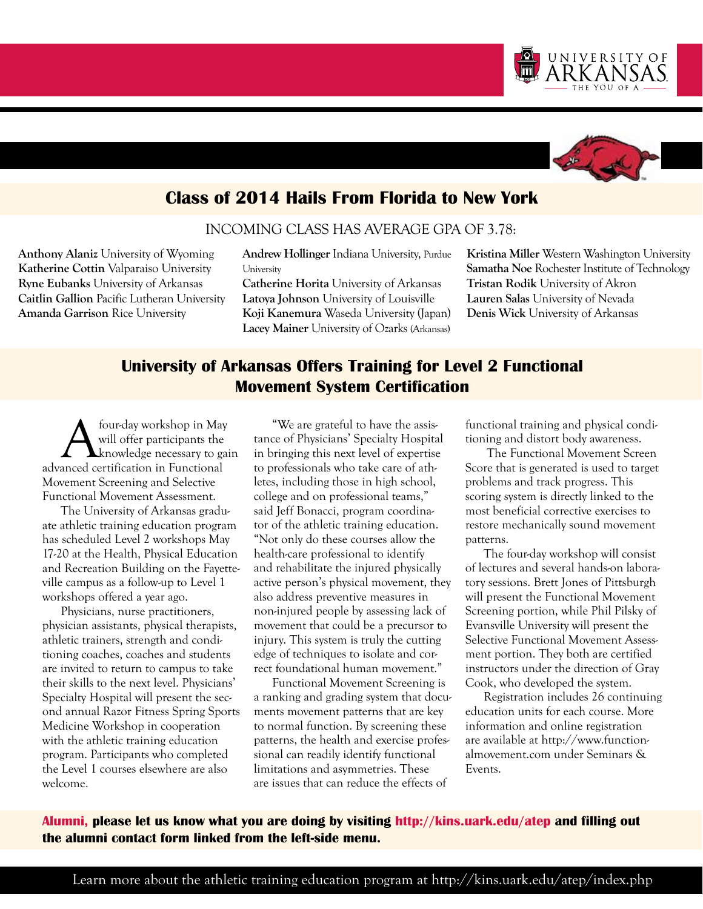UNIVERSITY OF ARKANSAS
THE YOU OF A

## Class of 2014 Hails From Florida to New York

INCOMING CLASS HAS AVERAGE GPA OF 3.78:

**Anthony Alaniz** University of Wyoming
**Katherine Cottin** Valparaiso University
**Ryne Eubanks** University of Arkansas
**Caitlin Gallion** Pacific Lutheran University
**Amanda Garrison** Rice University
**Andrew Hollinger** Indiana University, Purdue University
**Catherine Horita** University of Arkansas
**Latoya Johnson** University of Louisville
**Koji Kanemura** Waseda University (Japan)
**Lacey Mainer** University of Ozarks (Arkansas)
**Kristina Miller** Western Washington University
**Samatha Noe** Rochester Institute of Technology
**Tristan Rodik** University of Akron
**Lauren Salas** University of Nevada
**Denis Wick** University of Arkansas

## University of Arkansas Offers Training for Level 2 Functional Movement System Certification

A four-day workshop in May will offer participants the knowledge necessary to gain advanced certification in Functional Movement Screening and Selective Functional Movement Assessment.

The University of Arkansas graduate athletic training education program has scheduled Level 2 workshops May 17-20 at the Health, Physical Education and Recreation Building on the Fayetteville campus as a follow-up to Level 1 workshops offered a year ago.

Physicians, nurse practitioners, physician assistants, physical therapists, athletic trainers, strength and conditioning coaches, coaches and students are invited to return to campus to take their skills to the next level. Physicians' Specialty Hospital will present the second annual Razor Fitness Spring Sports Medicine Workshop in cooperation with the athletic training education program. Participants who completed the Level 1 courses elsewhere are also welcome.

"We are grateful to have the assistance of Physicians' Specialty Hospital in bringing this next level of expertise to professionals who take care of athletes, including those in high school, college and on professional teams," said Jeff Bonacci, program coordinator of the athletic training education. "Not only do these courses allow the health-care professional to identify and rehabilitate the injured physically active person's physical movement, they also address preventive measures in non-injured people by assessing lack of movement that could be a precursor to injury. This system is truly the cutting edge of techniques to isolate and correct foundational human movement."

Functional Movement Screening is a ranking and grading system that documents movement patterns that are key to normal function. By screening these patterns, the health and exercise professional can readily identify functional limitations and asymmetries. These are issues that can reduce the effects of functional training and physical conditioning and distort body awareness.

The Functional Movement Screen Score that is generated is used to target problems and track progress. This scoring system is directly linked to the most beneficial corrective exercises to restore mechanically sound movement patterns.

The four-day workshop will consist of lectures and several hands-on laboratory sessions. Brett Jones of Pittsburgh will present the Functional Movement Screening portion, while Phil Pilsky of Evansville University will present the Selective Functional Movement Assessment portion. They both are certified instructors under the direction of Gray Cook, who developed the system.

Registration includes 26 continuing education units for each course. More information and online registration are available at http://www.functionalmovement.com under Seminars & Events.

**Alumni, please let us know what you are doing by visiting http://kins.uark.edu/atep and filling out the alumni contact form linked from the left-side menu.**

Learn more about the athletic training education program at http://kins.uark.edu/atep/index.php